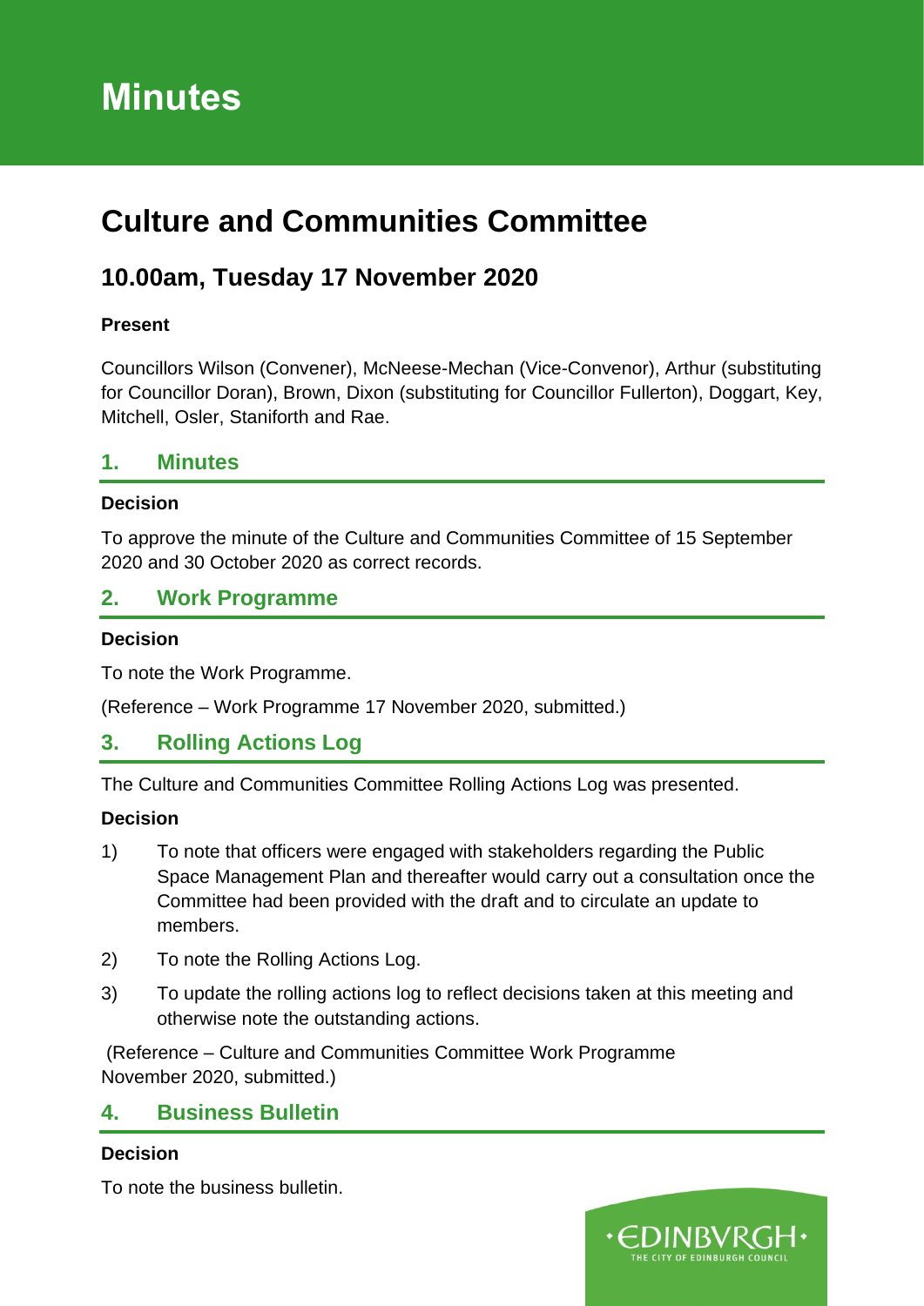# Minutes

## Culture and Communities Committee

### 10.00am, Tuesday 17 November 2020

**Present**

Councillors Wilson (Convener), McNeese-Mechan (Vice-Convenor), Arthur (substituting for Councillor Doran), Brown, Dixon (substituting for Councillor Fullerton), Doggart, Key, Mitchell, Osler, Staniforth and Rae.

### 1. Minutes

**Decision**

To approve the minute of the Culture and Communities Committee of 15 September 2020 and 30 October 2020 as correct records.

### 2. Work Programme

**Decision**

To note the Work Programme.

(Reference – Work Programme 17 November 2020, submitted.)

### 3. Rolling Actions Log

The Culture and Communities Committee Rolling Actions Log was presented.

**Decision**

1) To note that officers were engaged with stakeholders regarding the Public Space Management Plan and thereafter would carry out a consultation once the Committee had been provided with the draft and to circulate an update to members.

2) To note the Rolling Actions Log.

3) To update the rolling actions log to reflect decisions taken at this meeting and otherwise note the outstanding actions.

(Reference – Culture and Communities Committee Work Programme November 2020, submitted.)

### 4. Business Bulletin

**Decision**

To note the business bulletin.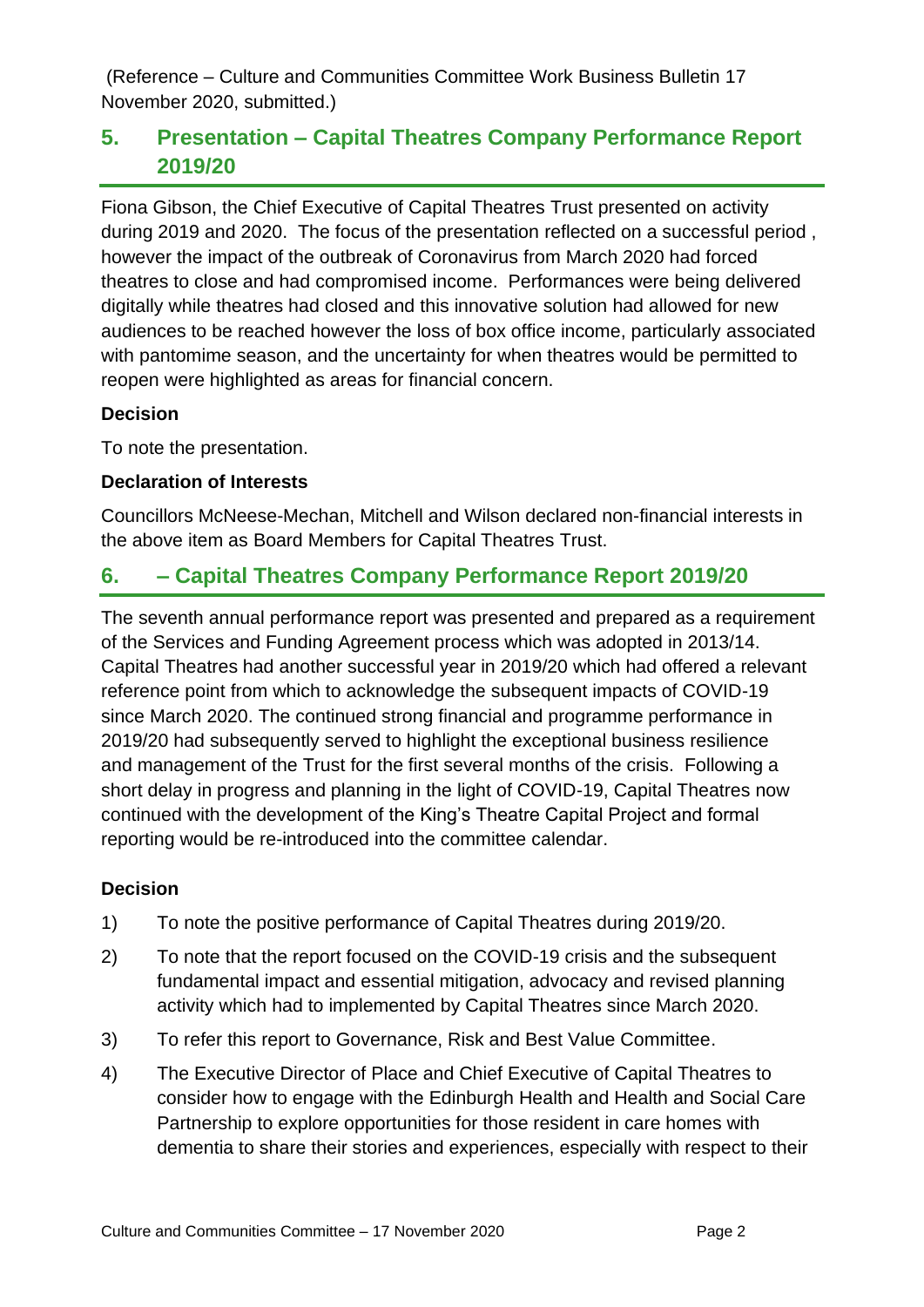(Reference – Culture and Communities Committee Work Business Bulletin 17 November 2020, submitted.)

## 5. Presentation – Capital Theatres Company Performance Report 2019/20

Fiona Gibson, the Chief Executive of Capital Theatres Trust presented on activity during 2019 and 2020. The focus of the presentation reflected on a successful period , however the impact of the outbreak of Coronavirus from March 2020 had forced theatres to close and had compromised income. Performances were being delivered digitally while theatres had closed and this innovative solution had allowed for new audiences to be reached however the loss of box office income, particularly associated with pantomime season, and the uncertainty for when theatres would be permitted to reopen were highlighted as areas for financial concern.

**Decision**

To note the presentation.

**Declaration of Interests**

Councillors McNeese-Mechan, Mitchell and Wilson declared non-financial interests in the above item as Board Members for Capital Theatres Trust.

## 6. – Capital Theatres Company Performance Report 2019/20

The seventh annual performance report was presented and prepared as a requirement of the Services and Funding Agreement process which was adopted in 2013/14. Capital Theatres had another successful year in 2019/20 which had offered a relevant reference point from which to acknowledge the subsequent impacts of COVID-19 since March 2020. The continued strong financial and programme performance in 2019/20 had subsequently served to highlight the exceptional business resilience and management of the Trust for the first several months of the crisis. Following a short delay in progress and planning in the light of COVID-19, Capital Theatres now continued with the development of the King's Theatre Capital Project and formal reporting would be re-introduced into the committee calendar.

**Decision**

1) To note the positive performance of Capital Theatres during 2019/20.
2) To note that the report focused on the COVID-19 crisis and the subsequent fundamental impact and essential mitigation, advocacy and revised planning activity which had to implemented by Capital Theatres since March 2020.
3) To refer this report to Governance, Risk and Best Value Committee.
4) The Executive Director of Place and Chief Executive of Capital Theatres to consider how to engage with the Edinburgh Health and Health and Social Care Partnership to explore opportunities for those resident in care homes with dementia to share their stories and experiences, especially with respect to their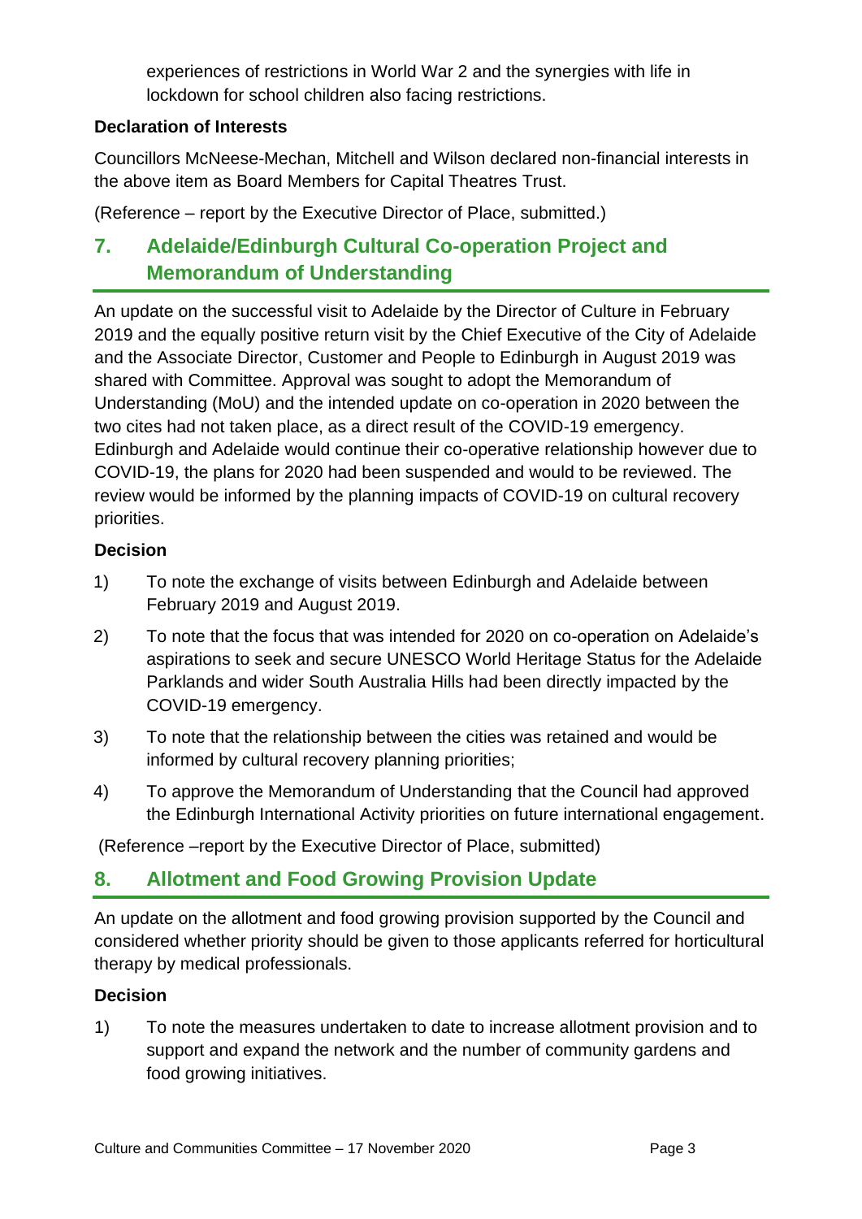experiences of restrictions in World War 2 and the synergies with life in lockdown for school children also facing restrictions.

**Declaration of Interests**

Councillors McNeese-Mechan, Mitchell and Wilson declared non-financial interests in the above item as Board Members for Capital Theatres Trust.

(Reference – report by the Executive Director of Place, submitted.)

## 7. Adelaide/Edinburgh Cultural Co-operation Project and Memorandum of Understanding

An update on the successful visit to Adelaide by the Director of Culture in February 2019 and the equally positive return visit by the Chief Executive of the City of Adelaide and the Associate Director, Customer and People to Edinburgh in August 2019 was shared with Committee. Approval was sought to adopt the Memorandum of Understanding (MoU) and the intended update on co-operation in 2020 between the two cites had not taken place, as a direct result of the COVID-19 emergency. Edinburgh and Adelaide would continue their co-operative relationship however due to COVID-19, the plans for 2020 had been suspended and would to be reviewed. The review would be informed by the planning impacts of COVID-19 on cultural recovery priorities.

**Decision**

1) To note the exchange of visits between Edinburgh and Adelaide between February 2019 and August 2019.

2) To note that the focus that was intended for 2020 on co-operation on Adelaide's aspirations to seek and secure UNESCO World Heritage Status for the Adelaide Parklands and wider South Australia Hills had been directly impacted by the COVID-19 emergency.

3) To note that the relationship between the cities was retained and would be informed by cultural recovery planning priorities;

4) To approve the Memorandum of Understanding that the Council had approved the Edinburgh International Activity priorities on future international engagement.

(Reference –report by the Executive Director of Place, submitted)

## 8. Allotment and Food Growing Provision Update

An update on the allotment and food growing provision supported by the Council and considered whether priority should be given to those applicants referred for horticultural therapy by medical professionals.

**Decision**

1) To note the measures undertaken to date to increase allotment provision and to support and expand the network and the number of community gardens and food growing initiatives.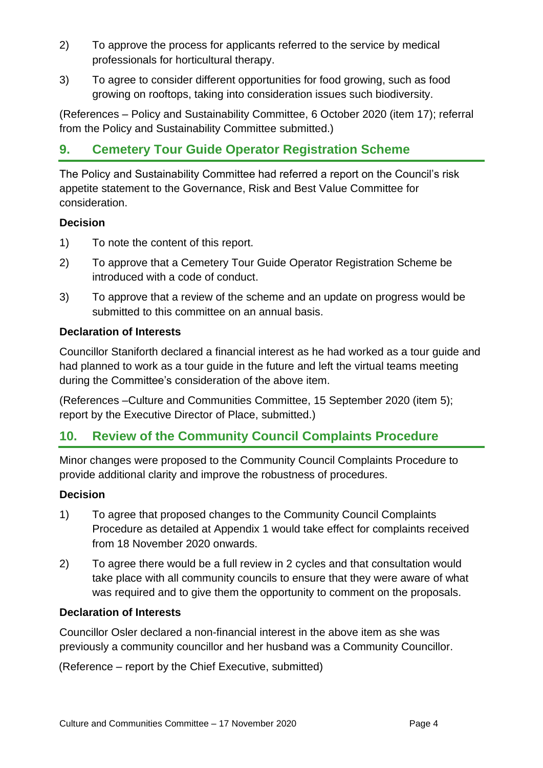2) To approve the process for applicants referred to the service by medical professionals for horticultural therapy.

3) To agree to consider different opportunities for food growing, such as food growing on rooftops, taking into consideration issues such biodiversity.

(References – Policy and Sustainability Committee, 6 October 2020 (item 17); referral from the Policy and Sustainability Committee submitted.)

## 9. Cemetery Tour Guide Operator Registration Scheme

The Policy and Sustainability Committee had referred a report on the Council's risk appetite statement to the Governance, Risk and Best Value Committee for consideration.

### Decision

1) To note the content of this report.

2) To approve that a Cemetery Tour Guide Operator Registration Scheme be introduced with a code of conduct.

3) To approve that a review of the scheme and an update on progress would be submitted to this committee on an annual basis.

### Declaration of Interests

Councillor Staniforth declared a financial interest as he had worked as a tour guide and had planned to work as a tour guide in the future and left the virtual teams meeting during the Committee's consideration of the above item.

(References –Culture and Communities Committee, 15 September 2020 (item 5); report by the Executive Director of Place, submitted.)

## 10. Review of the Community Council Complaints Procedure

Minor changes were proposed to the Community Council Complaints Procedure to provide additional clarity and improve the robustness of procedures.

### Decision

1) To agree that proposed changes to the Community Council Complaints Procedure as detailed at Appendix 1 would take effect for complaints received from 18 November 2020 onwards.

2) To agree there would be a full review in 2 cycles and that consultation would take place with all community councils to ensure that they were aware of what was required and to give them the opportunity to comment on the proposals.

### Declaration of Interests

Councillor Osler declared a non-financial interest in the above item as she was previously a community councillor and her husband was a Community Councillor.

(Reference – report by the Chief Executive, submitted)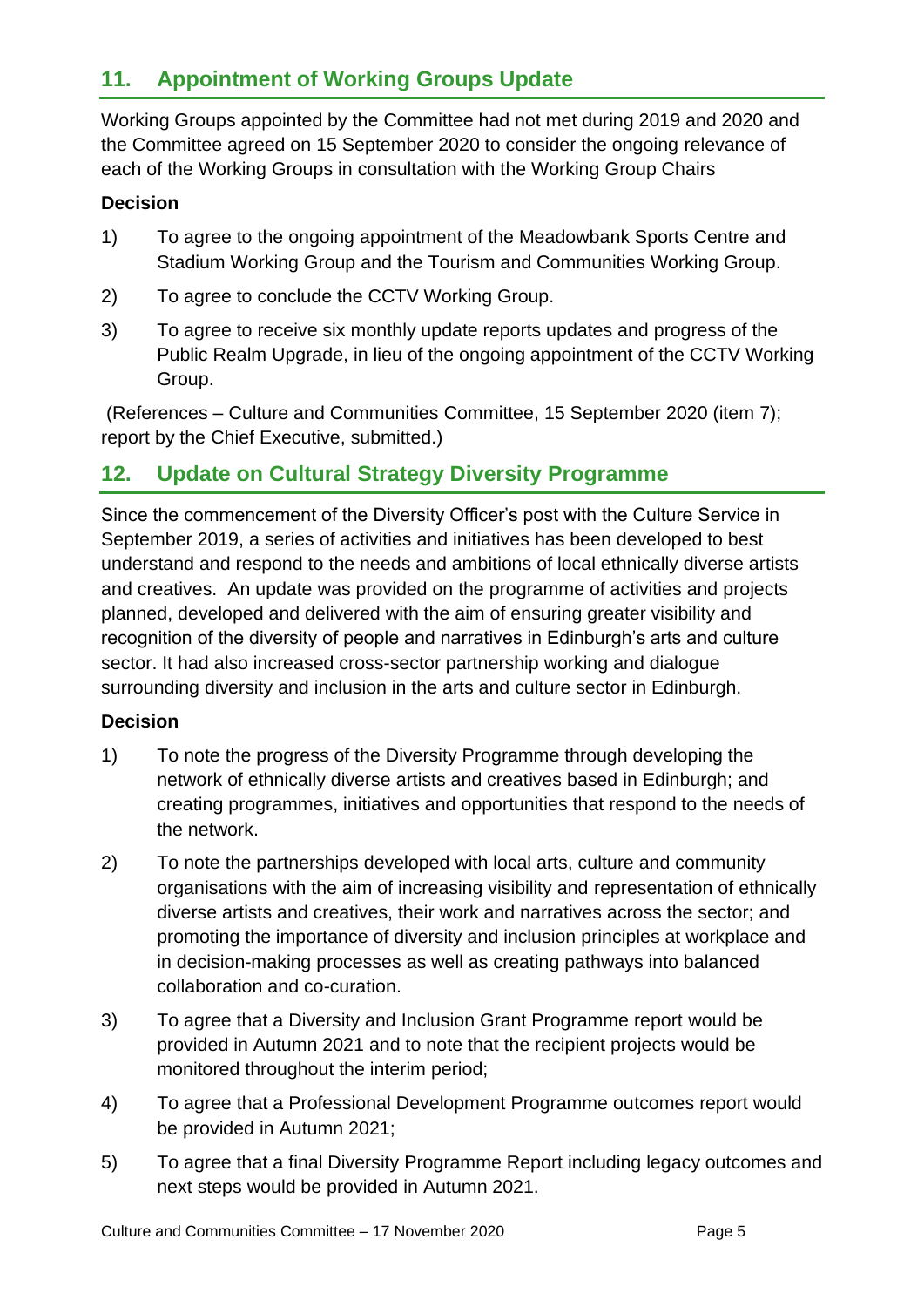## 11. Appointment of Working Groups Update

Working Groups appointed by the Committee had not met during 2019 and 2020 and the Committee agreed on 15 September 2020 to consider the ongoing relevance of each of the Working Groups in consultation with the Working Group Chairs

### Decision

1) To agree to the ongoing appointment of the Meadowbank Sports Centre and Stadium Working Group and the Tourism and Communities Working Group.

2) To agree to conclude the CCTV Working Group.

3) To agree to receive six monthly update reports updates and progress of the Public Realm Upgrade, in lieu of the ongoing appointment of the CCTV Working Group.

(References – Culture and Communities Committee, 15 September 2020 (item 7); report by the Chief Executive, submitted.)

## 12. Update on Cultural Strategy Diversity Programme

Since the commencement of the Diversity Officer's post with the Culture Service in September 2019, a series of activities and initiatives has been developed to best understand and respond to the needs and ambitions of local ethnically diverse artists and creatives. An update was provided on the programme of activities and projects planned, developed and delivered with the aim of ensuring greater visibility and recognition of the diversity of people and narratives in Edinburgh's arts and culture sector. It had also increased cross-sector partnership working and dialogue surrounding diversity and inclusion in the arts and culture sector in Edinburgh.

### Decision

1) To note the progress of the Diversity Programme through developing the network of ethnically diverse artists and creatives based in Edinburgh; and creating programmes, initiatives and opportunities that respond to the needs of the network.

2) To note the partnerships developed with local arts, culture and community organisations with the aim of increasing visibility and representation of ethnically diverse artists and creatives, their work and narratives across the sector; and promoting the importance of diversity and inclusion principles at workplace and in decision-making processes as well as creating pathways into balanced collaboration and co-curation.

3) To agree that a Diversity and Inclusion Grant Programme report would be provided in Autumn 2021 and to note that the recipient projects would be monitored throughout the interim period;

4) To agree that a Professional Development Programme outcomes report would be provided in Autumn 2021;

5) To agree that a final Diversity Programme Report including legacy outcomes and next steps would be provided in Autumn 2021.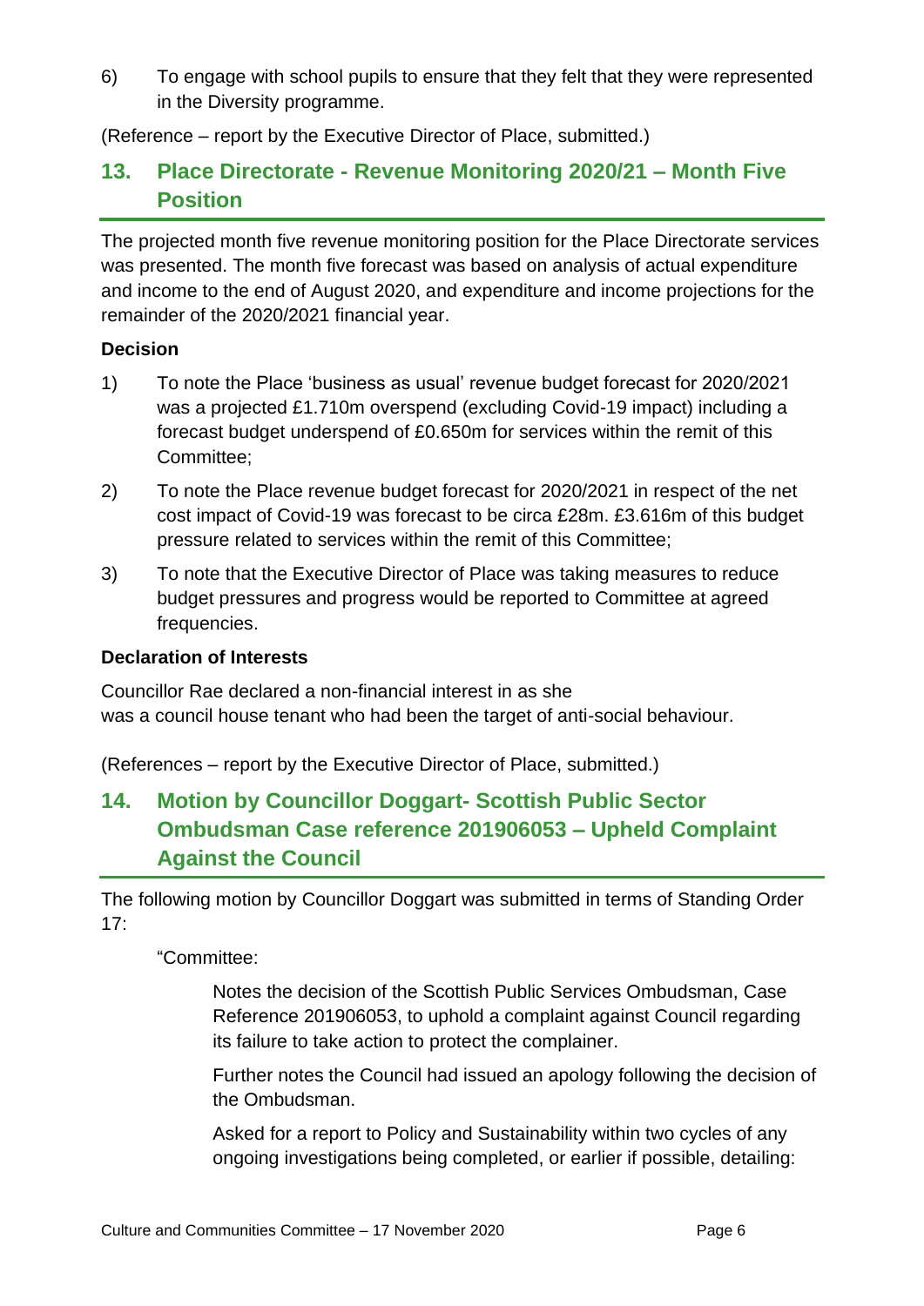6) To engage with school pupils to ensure that they felt that they were represented in the Diversity programme.

(Reference – report by the Executive Director of Place, submitted.)

## 13. Place Directorate - Revenue Monitoring 2020/21 – Month Five Position

The projected month five revenue monitoring position for the Place Directorate services was presented. The month five forecast was based on analysis of actual expenditure and income to the end of August 2020, and expenditure and income projections for the remainder of the 2020/2021 financial year.

**Decision**

1) To note the Place 'business as usual' revenue budget forecast for 2020/2021 was a projected £1.710m overspend (excluding Covid-19 impact) including a forecast budget underspend of £0.650m for services within the remit of this Committee;

2) To note the Place revenue budget forecast for 2020/2021 in respect of the net cost impact of Covid-19 was forecast to be circa £28m. £3.616m of this budget pressure related to services within the remit of this Committee;

3) To note that the Executive Director of Place was taking measures to reduce budget pressures and progress would be reported to Committee at agreed frequencies.

**Declaration of Interests**

Councillor Rae declared a non-financial interest in as she was a council house tenant who had been the target of anti-social behaviour.

(References – report by the Executive Director of Place, submitted.)

## 14. Motion by Councillor Doggart- Scottish Public Sector Ombudsman Case reference 201906053 – Upheld Complaint Against the Council

The following motion by Councillor Doggart was submitted in terms of Standing Order 17:

"Committee:

Notes the decision of the Scottish Public Services Ombudsman, Case Reference 201906053, to uphold a complaint against Council regarding its failure to take action to protect the complainer.

Further notes the Council had issued an apology following the decision of the Ombudsman.

Asked for a report to Policy and Sustainability within two cycles of any ongoing investigations being completed, or earlier if possible, detailing: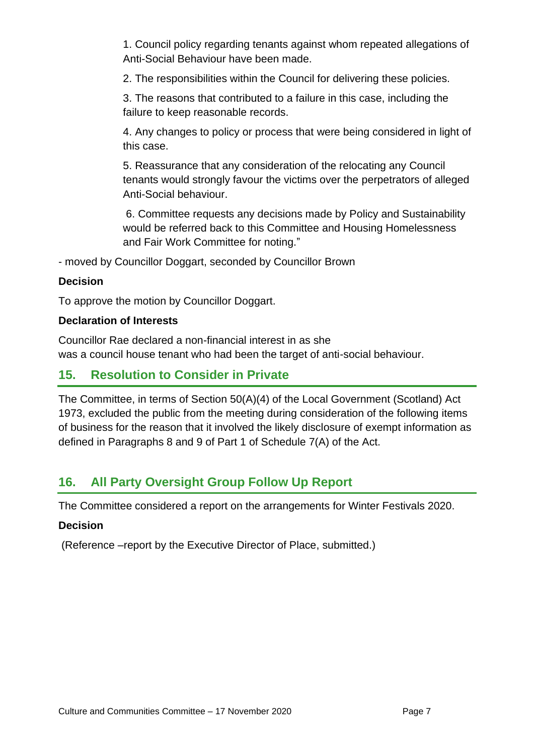1. Council policy regarding tenants against whom repeated allegations of Anti-Social Behaviour have been made.

2. The responsibilities within the Council for delivering these policies.

3. The reasons that contributed to a failure in this case, including the failure to keep reasonable records.

4. Any changes to policy or process that were being considered in light of this case.

5. Reassurance that any consideration of the relocating any Council tenants would strongly favour the victims over the perpetrators of alleged Anti-Social behaviour.

6. Committee requests any decisions made by Policy and Sustainability would be referred back to this Committee and Housing Homelessness and Fair Work Committee for noting."

- moved by Councillor Doggart, seconded by Councillor Brown

**Decision**

To approve the motion by Councillor Doggart.

**Declaration of Interests**

Councillor Rae declared a non-financial interest in as she was a council house tenant who had been the target of anti-social behaviour.

## 15. Resolution to Consider in Private

The Committee, in terms of Section 50(A)(4) of the Local Government (Scotland) Act 1973, excluded the public from the meeting during consideration of the following items of business for the reason that it involved the likely disclosure of exempt information as defined in Paragraphs 8 and 9 of Part 1 of Schedule 7(A) of the Act.

## 16. All Party Oversight Group Follow Up Report

The Committee considered a report on the arrangements for Winter Festivals 2020.

**Decision**

(Reference –report by the Executive Director of Place, submitted.)